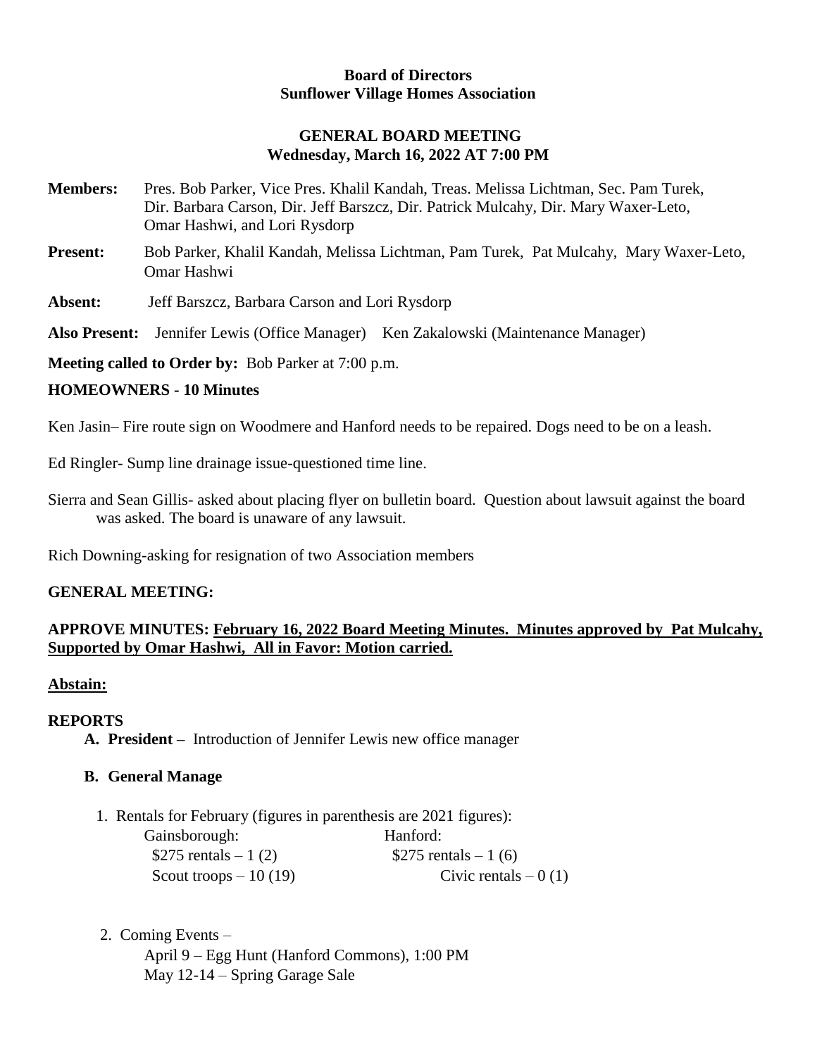**Board of Directors**
**Sunflower Village Homes Association**

**GENERAL BOARD MEETING**
**Wednesday, March 16, 2022 AT 7:00 PM**

**Members:** Pres. Bob Parker, Vice Pres. Khalil Kandah, Treas. Melissa Lichtman, Sec. Pam Turek, Dir. Barbara Carson, Dir. Jeff Barszcz, Dir. Patrick Mulcahy, Dir. Mary Waxer-Leto, Omar Hashwi, and Lori Rysdorp

**Present:** Bob Parker, Khalil Kandah, Melissa Lichtman, Pam Turek, Pat Mulcahy, Mary Waxer-Leto, Omar Hashwi

**Absent:** Jeff Barszcz, Barbara Carson and Lori Rysdorp

**Also Present:** Jennifer Lewis (Office Manager) Ken Zakalowski (Maintenance Manager)

**Meeting called to Order by:** Bob Parker at 7:00 p.m.

**HOMEOWNERS - 10 Minutes**

Ken Jasin– Fire route sign on Woodmere and Hanford needs to be repaired. Dogs need to be on a leash.

Ed Ringler- Sump line drainage issue-questioned time line.

Sierra and Sean Gillis- asked about placing flyer on bulletin board. Question about lawsuit against the board was asked. The board is unaware of any lawsuit.

Rich Downing-asking for resignation of two Association members

**GENERAL MEETING:**

**APPROVE MINUTES: <u>February 16, 2022 Board Meeting Minutes. Minutes approved by Pat Mulcahy, Supported by Omar Hashwi, All in Favor: Motion carried.</u>**

**<u>Abstain:</u>**

**REPORTS**

**A. President –** Introduction of Jennifer Lewis new office manager

**B. General Manage**

1. Rentals for February (figures in parenthesis are 2021 figures):

| Gainsborough: | Hanford: |
|---|---|
| \$275 rentals – 1 (2) | \$275 rentals – 1 (6) |
| Scout troops – 10 (19) | Civic rentals – 0 (1) |

2. Coming Events –
   April 9 – Egg Hunt (Hanford Commons), 1:00 PM
   May 12-14 – Spring Garage Sale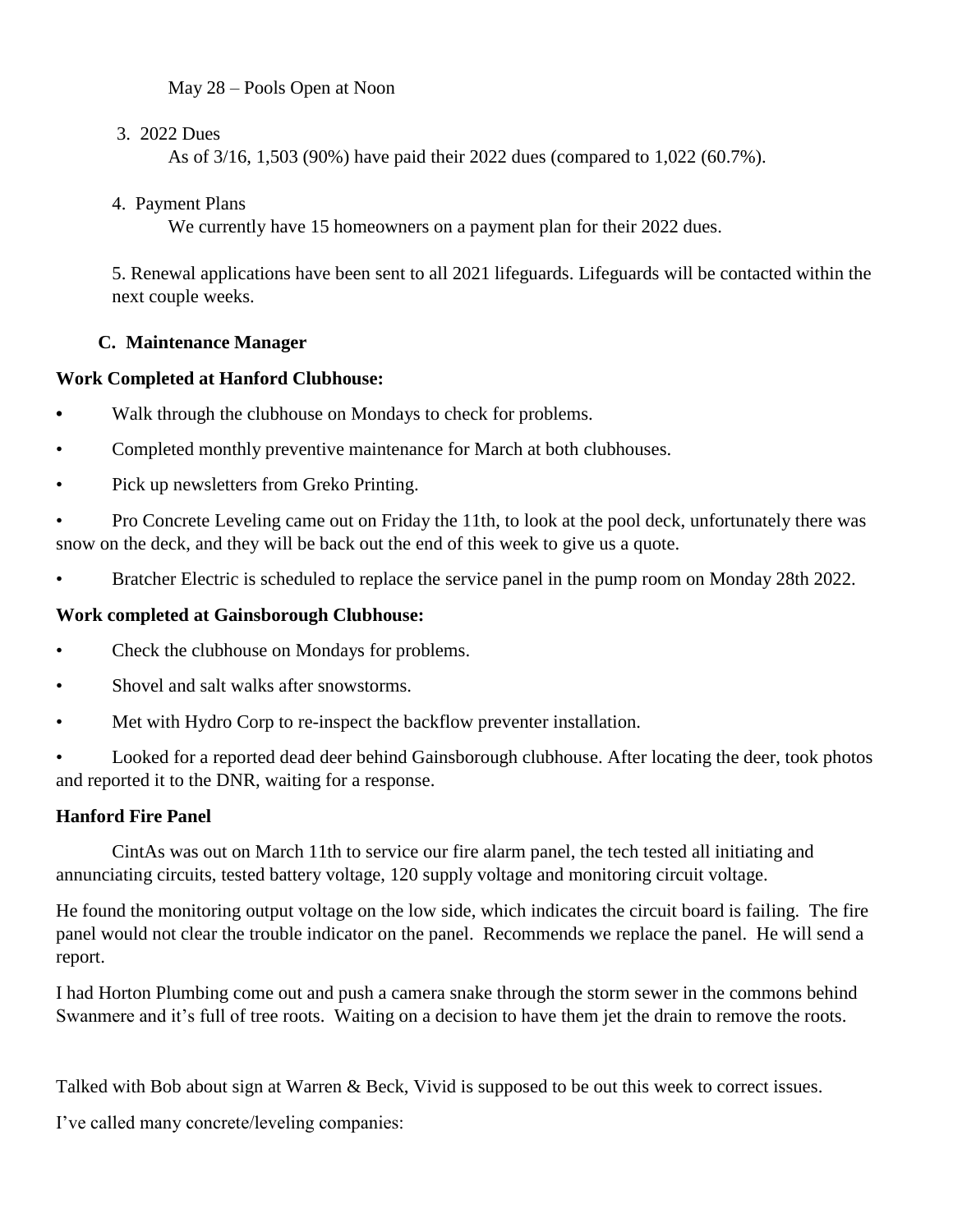May 28 – Pools Open at Noon

3. 2022 Dues

   As of 3/16, 1,503 (90%) have paid their 2022 dues (compared to 1,022 (60.7%).

4. Payment Plans

   We currently have 15 homeowners on a payment plan for their 2022 dues.

5. Renewal applications have been sent to all 2021 lifeguards. Lifeguards will be contacted within the next couple weeks.

### C. Maintenance Manager

**Work Completed at Hanford Clubhouse:**

- Walk through the clubhouse on Mondays to check for problems.
- Completed monthly preventive maintenance for March at both clubhouses.
- Pick up newsletters from Greko Printing.
- Pro Concrete Leveling came out on Friday the 11th, to look at the pool deck, unfortunately there was snow on the deck, and they will be back out the end of this week to give us a quote.
- Bratcher Electric is scheduled to replace the service panel in the pump room on Monday 28th 2022.

**Work completed at Gainsborough Clubhouse:**

- Check the clubhouse on Mondays for problems.
- Shovel and salt walks after snowstorms.
- Met with Hydro Corp to re-inspect the backflow preventer installation.
- Looked for a reported dead deer behind Gainsborough clubhouse. After locating the deer, took photos and reported it to the DNR, waiting for a response.

**Hanford Fire Panel**

CintAs was out on March 11th to service our fire alarm panel, the tech tested all initiating and annunciating circuits, tested battery voltage, 120 supply voltage and monitoring circuit voltage.

He found the monitoring output voltage on the low side, which indicates the circuit board is failing. The fire panel would not clear the trouble indicator on the panel. Recommends we replace the panel. He will send a report.

I had Horton Plumbing come out and push a camera snake through the storm sewer in the commons behind Swanmere and it's full of tree roots. Waiting on a decision to have them jet the drain to remove the roots.

Talked with Bob about sign at Warren & Beck, Vivid is supposed to be out this week to correct issues.

I've called many concrete/leveling companies: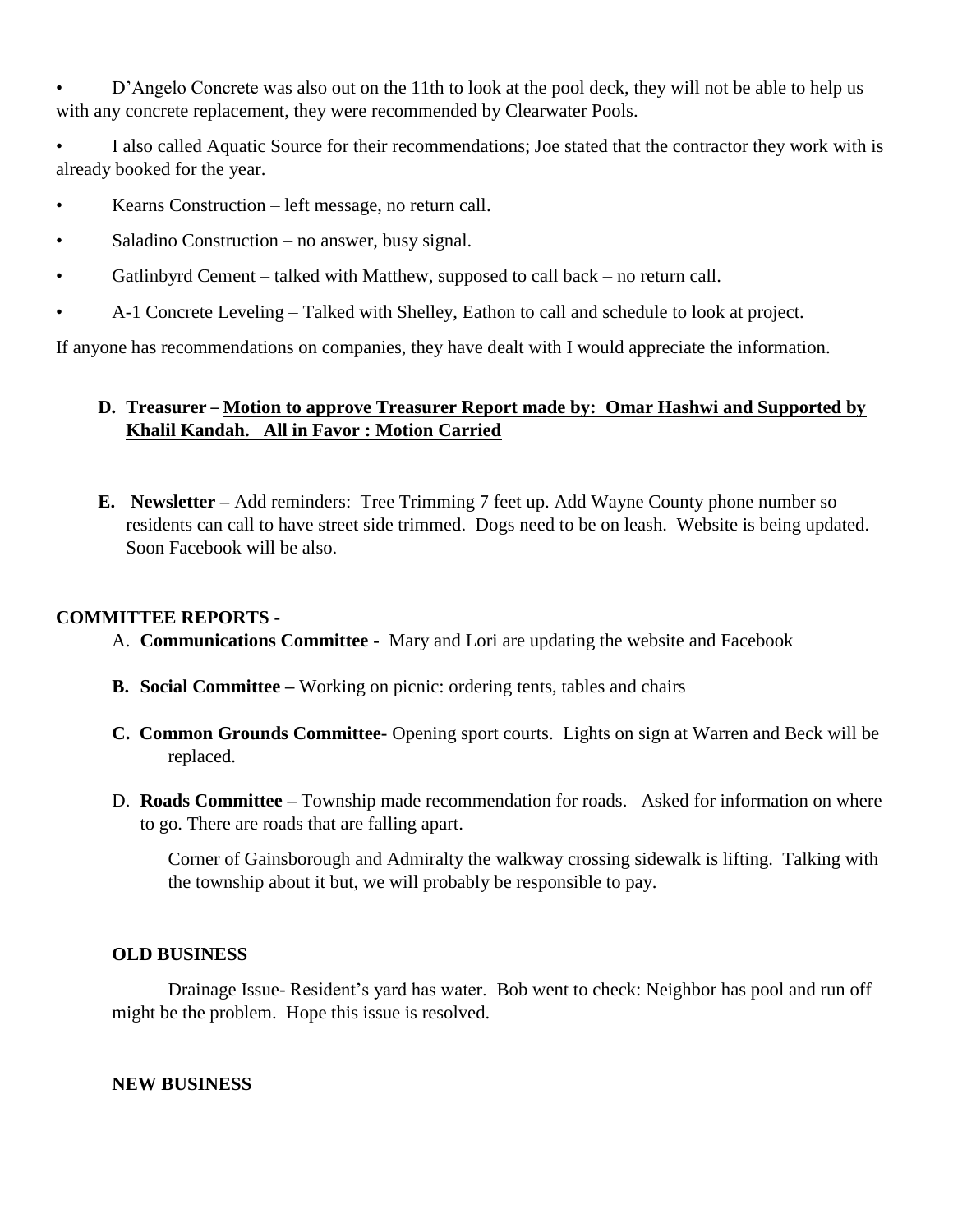- D'Angelo Concrete was also out on the 11th to look at the pool deck, they will not be able to help us with any concrete replacement, they were recommended by Clearwater Pools.
- I also called Aquatic Source for their recommendations; Joe stated that the contractor they work with is already booked for the year.
- Kearns Construction – left message, no return call.
- Saladino Construction – no answer, busy signal.
- Gatlinbyrd Cement – talked with Matthew, supposed to call back – no return call.
- A-1 Concrete Leveling – Talked with Shelley, Eathon to call and schedule to look at project.

If anyone has recommendations on companies, they have dealt with I would appreciate the information.

**D. Treasurer – <u>Motion to approve Treasurer Report made by: Omar Hashwi and Supported by Khalil Kandah. All in Favor : Motion Carried</u>**

**E. Newsletter –** Add reminders: Tree Trimming 7 feet up. Add Wayne County phone number so residents can call to have street side trimmed. Dogs need to be on leash. Website is being updated. Soon Facebook will be also.

**COMMITTEE REPORTS -**

A. **Communications Committee -** Mary and Lori are updating the website and Facebook

**B. Social Committee –** Working on picnic: ordering tents, tables and chairs

**C. Common Grounds Committee**- Opening sport courts. Lights on sign at Warren and Beck will be replaced.

D. **Roads Committee –** Township made recommendation for roads. Asked for information on where to go. There are roads that are falling apart.

Corner of Gainsborough and Admiralty the walkway crossing sidewalk is lifting. Talking with the township about it but, we will probably be responsible to pay.

**OLD BUSINESS**

Drainage Issue- Resident's yard has water. Bob went to check: Neighbor has pool and run off might be the problem. Hope this issue is resolved.

**NEW BUSINESS**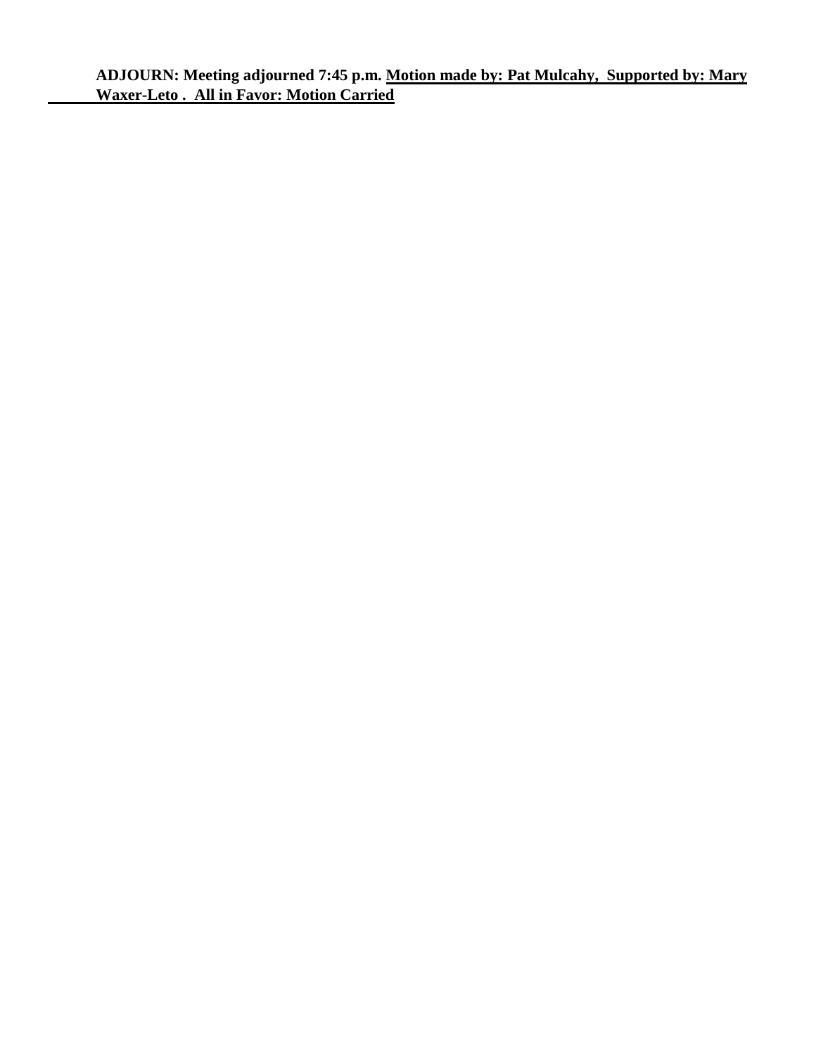**ADJOURN: Meeting adjourned 7:45 p.m. Motion made by: Pat Mulcahy, Supported by: Mary Waxer-Leto . All in Favor: Motion Carried**